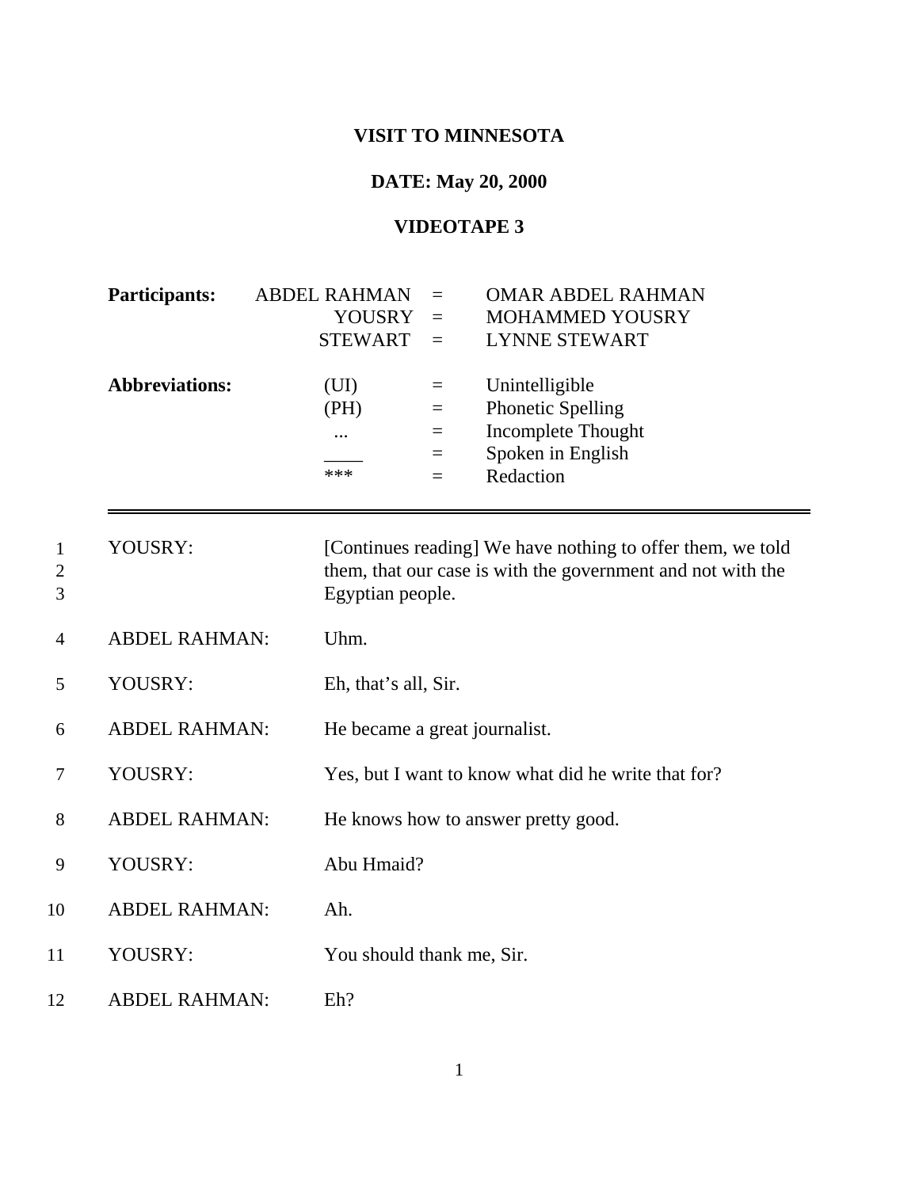# VISIT TO MINNESOTA

## DATE: May 20, 2000

## VIDEOTAPE 3

| | | | |
|---|---|---|---|
| **Participants:** | ABDEL RAHMAN | = | OMAR ABDEL RAHMAN |
| | YOUSRY | = | MOHAMMED YOUSRY |
| | STEWART | = | LYNNE STEWART |
| **Abbreviations:** | (UI) | = | Unintelligible |
| | (PH) | = | Phonetic Spelling |
| | ... | = | Incomplete Thought |
| | ____ | = | Spoken in English |
| | *** | = | Redaction |

---

| | | |
|---|---|---|
| 1<br>2<br>3 | YOUSRY: | [Continues reading] We have nothing to offer them, we told them, that our case is with the government and not with the Egyptian people. |
| 4 | ABDEL RAHMAN: | Uhm. |
| 5 | YOUSRY: | Eh, that's all, Sir. |
| 6 | ABDEL RAHMAN: | He became a great journalist. |
| 7 | YOUSRY: | Yes, but I want to know what did he write that for? |
| 8 | ABDEL RAHMAN: | He knows how to answer pretty good. |
| 9 | YOUSRY: | Abu Hmaid? |
| 10 | ABDEL RAHMAN: | Ah. |
| 11 | YOUSRY: | You should thank me, Sir. |
| 12 | ABDEL RAHMAN: | Eh? |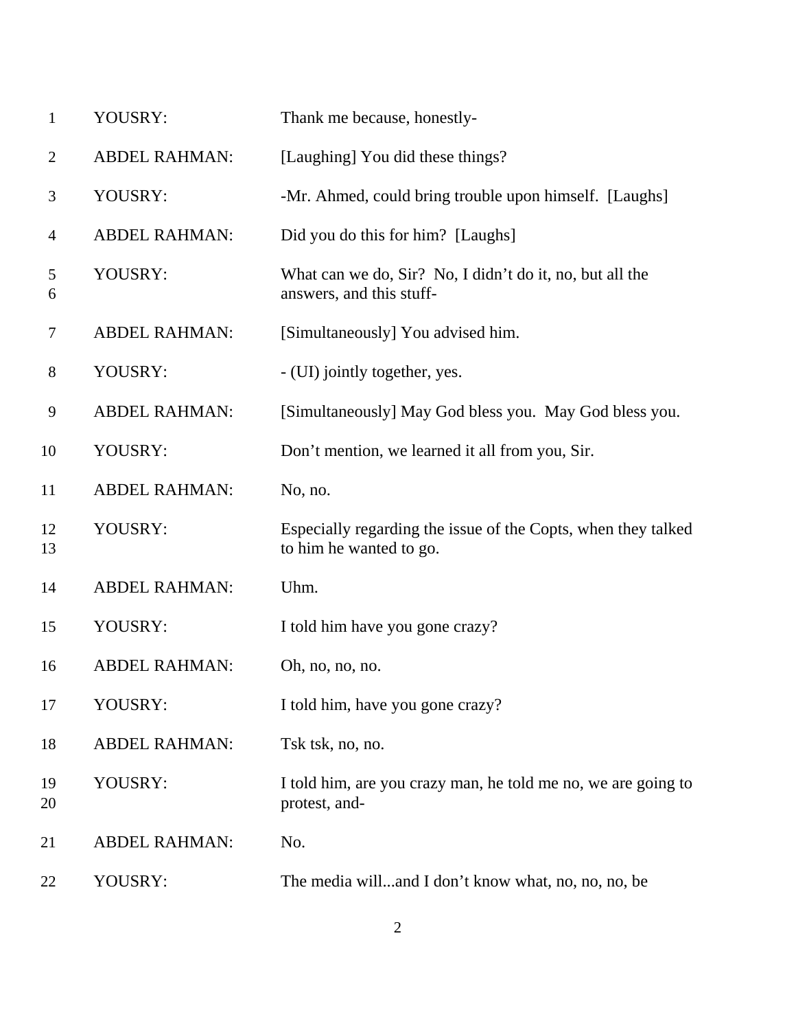1 YOUSRY: Thank me because, honestly-

2 ABDEL RAHMAN: [Laughing] You did these things?

3 YOUSRY: -Mr. Ahmed, could bring trouble upon himself. [Laughs]

4 ABDEL RAHMAN: Did you do this for him? [Laughs]

5 YOUSRY: What can we do, Sir? No, I didn't do it, no, but all the
6 answers, and this stuff-

7 ABDEL RAHMAN: [Simultaneously] You advised him.

8 YOUSRY: - (UI) jointly together, yes.

9 ABDEL RAHMAN: [Simultaneously] May God bless you. May God bless you.

10 YOUSRY: Don't mention, we learned it all from you, Sir.

11 ABDEL RAHMAN: No, no.

12 YOUSRY: Especially regarding the issue of the Copts, when they talked
13 to him he wanted to go.

14 ABDEL RAHMAN: Uhm.

15 YOUSRY: I told him have you gone crazy?

16 ABDEL RAHMAN: Oh, no, no, no.

17 YOUSRY: I told him, have you gone crazy?

18 ABDEL RAHMAN: Tsk tsk, no, no.

19 YOUSRY: I told him, are you crazy man, he told me no, we are going to
20 protest, and-

21 ABDEL RAHMAN: No.

22 YOUSRY: The media will...and I don't know what, no, no, no, be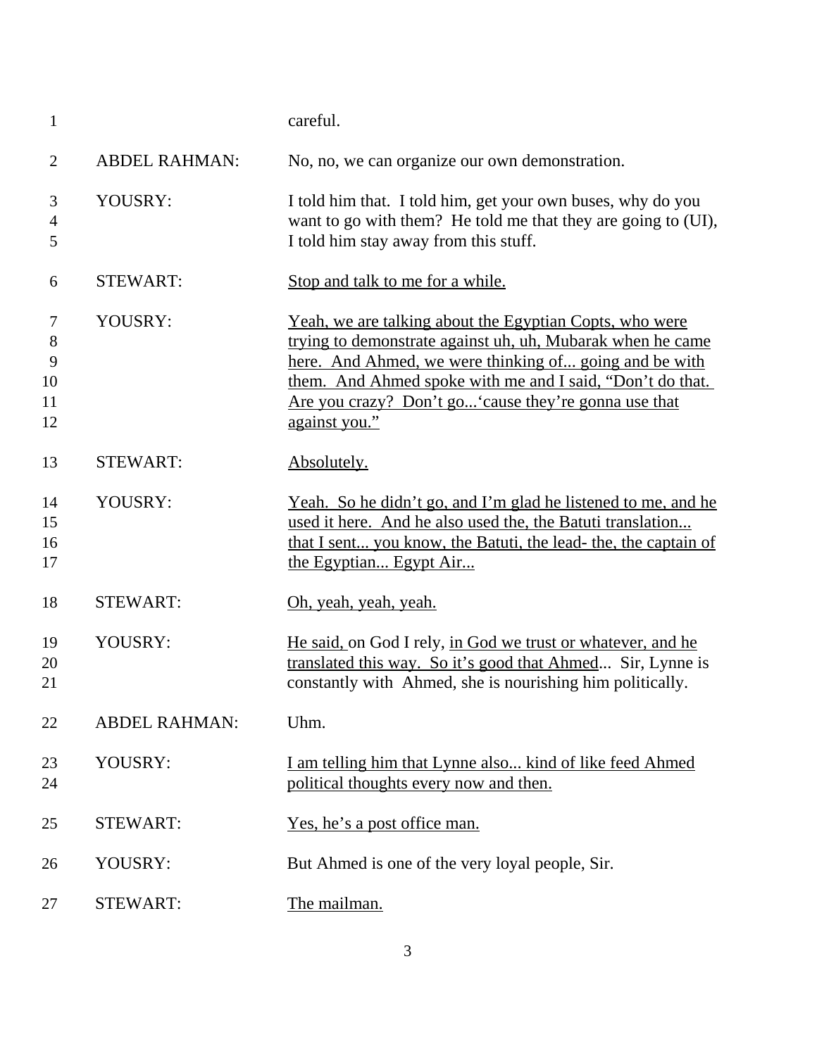| | | |
|---|---|---|
| 1 | | careful. |
| 2 | ABDEL RAHMAN: | No, no, we can organize our own demonstration. |
| 3<br>4<br>5 | YOUSRY: | I told him that. I told him, get your own buses, why do you want to go with them? He told me that they are going to (UI), I told him stay away from this stuff. |
| 6 | STEWART: | <u>Stop and talk to me for a while.</u> |
| 7<br>8<br>9<br>10<br>11<br>12 | YOUSRY: | <u>Yeah, we are talking about the Egyptian Copts, who were trying to demonstrate against uh, uh, Mubarak when he came here. And Ahmed, we were thinking of... going and be with them. And Ahmed spoke with me and I said, "Don't do that. Are you crazy? Don't go...'cause they're gonna use that against you."</u> |
| 13 | STEWART: | <u>Absolutely.</u> |
| 14<br>15<br>16<br>17 | YOUSRY: | <u>Yeah. So he didn't go, and I'm glad he listened to me, and he used it here. And he also used the, the Batuti translation... that I sent... you know, the Batuti, the lead- the, the captain of the Egyptian... Egypt Air...</u> |
| 18 | STEWART: | <u>Oh, yeah, yeah, yeah.</u> |
| 19<br>20<br>21 | YOUSRY: | <u>He said,</u> on God I rely, <u>in God we trust or whatever, and he translated this way. So it's good that Ahmed</u>... Sir, Lynne is constantly with Ahmed, she is nourishing him politically. |
| 22 | ABDEL RAHMAN: | Uhm. |
| 23<br>24 | YOUSRY: | <u>I am telling him that Lynne also... kind of like feed Ahmed political thoughts every now and then.</u> |
| 25 | STEWART: | <u>Yes, he's a post office man.</u> |
| 26 | YOUSRY: | But Ahmed is one of the very loyal people, Sir. |
| 27 | STEWART: | <u>The mailman.</u> |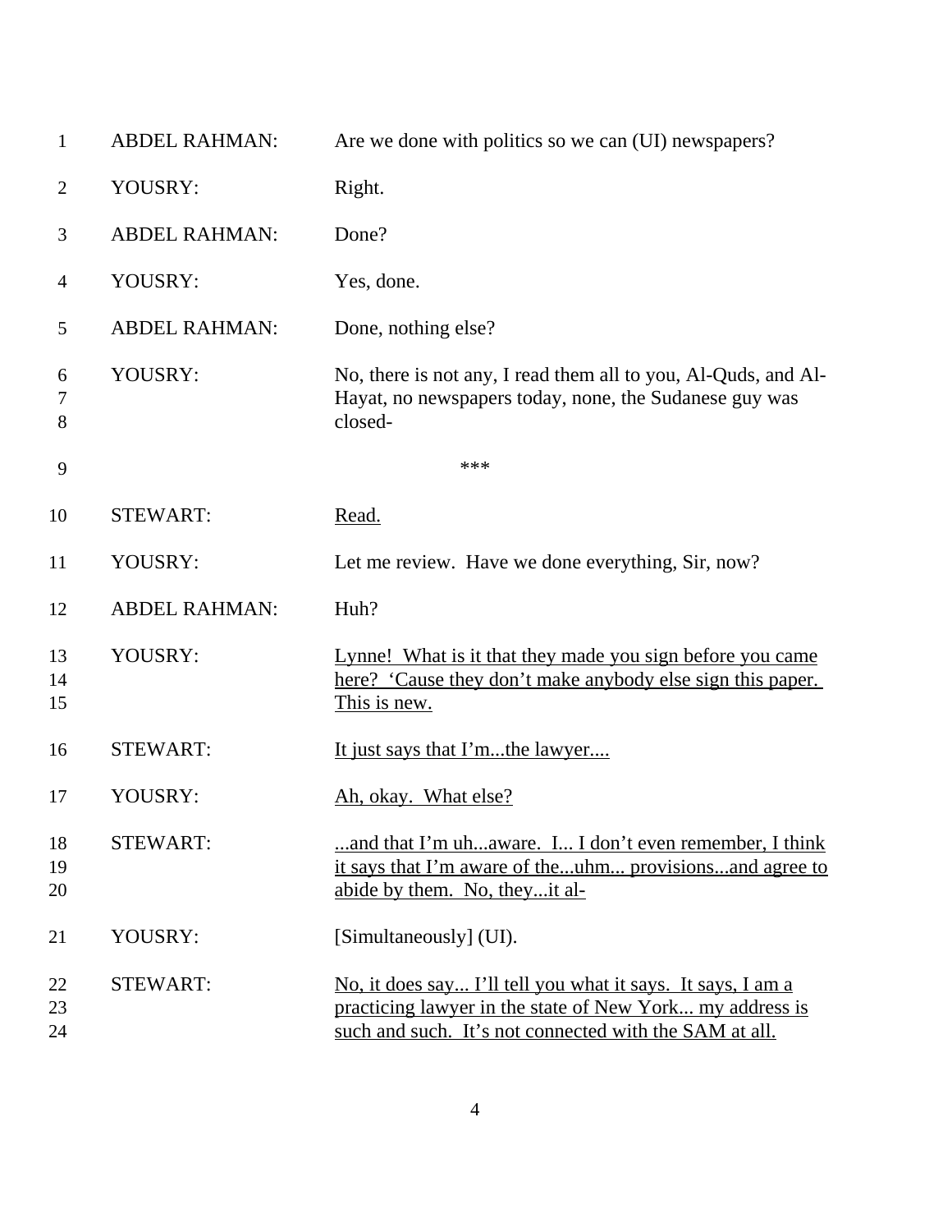| | | |
|---|---|---|
| 1 | ABDEL RAHMAN: | Are we done with politics so we can (UI) newspapers? |
| 2 | YOUSRY: | Right. |
| 3 | ABDEL RAHMAN: | Done? |
| 4 | YOUSRY: | Yes, done. |
| 5 | ABDEL RAHMAN: | Done, nothing else? |
| 6 7 8 | YOUSRY: | No, there is not any, I read them all to you, Al-Quds, and Al-Hayat, no newspapers today, none, the Sudanese guy was closed- |
| 9 | | *** |
| 10 | STEWART: | <u>Read.</u> |
| 11 | YOUSRY: | Let me review. Have we done everything, Sir, now? |
| 12 | ABDEL RAHMAN: | Huh? |
| 13 14 15 | YOUSRY: | <u>Lynne! What is it that they made you sign before you came here? 'Cause they don't make anybody else sign this paper. This is new.</u> |
| 16 | STEWART: | <u>It just says that I'm...the lawyer....</u> |
| 17 | YOUSRY: | <u>Ah, okay. What else?</u> |
| 18 19 20 | STEWART: | <u>...and that I'm uh...aware. I... I don't even remember, I think it says that I'm aware of the...uhm... provisions...and agree to abide by them. No, they...it al-</u> |
| 21 | YOUSRY: | [Simultaneously] (UI). |
| 22 23 24 | STEWART: | <u>No, it does say... I'll tell you what it says. It says, I am a practicing lawyer in the state of New York... my address is such and such. It's not connected with the SAM at all.</u> |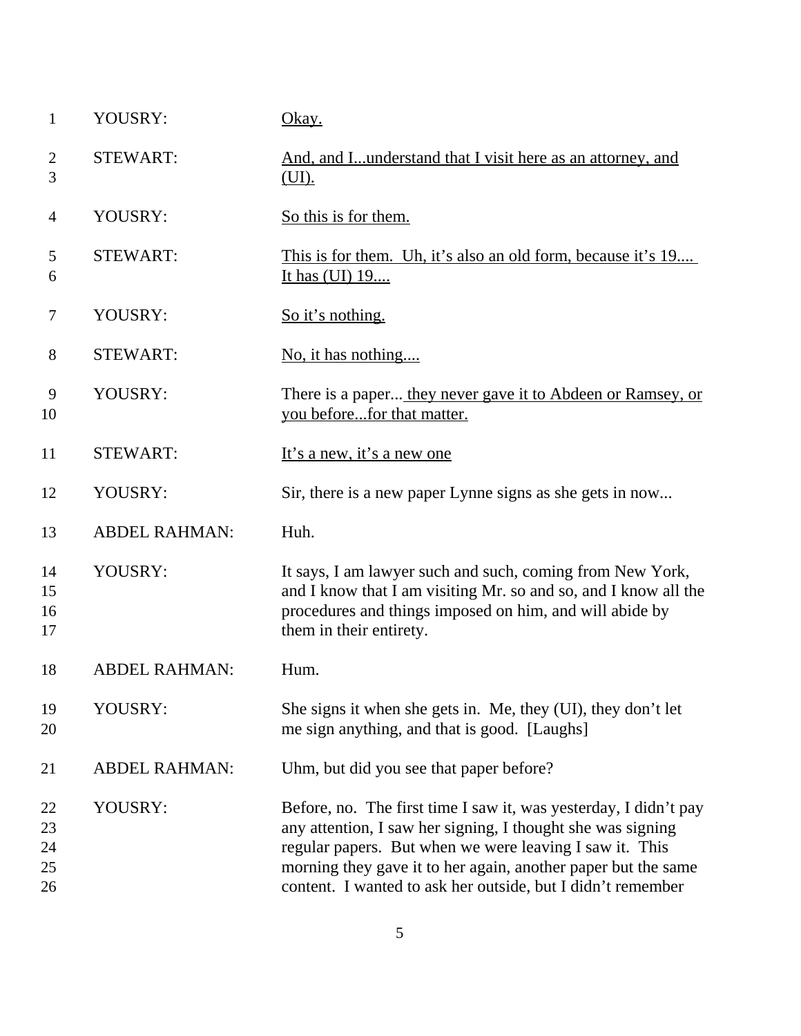| | | | |
|---|---|---|---|
| 1 | YOUSRY: | <u>Okay.</u> |
| 2<br>3 | STEWART: | <u>And, and I...understand that I visit here as an attorney, and (UI).</u> |
| 4 | YOUSRY: | <u>So this is for them.</u> |
| 5<br>6 | STEWART: | <u>This is for them. Uh, it's also an old form, because it's 19.... It has (UI) 19....</u> |
| 7 | YOUSRY: | <u>So it's nothing.</u> |
| 8 | STEWART: | <u>No, it has nothing....</u> |
| 9<br>10 | YOUSRY: | There is a paper...<u> they never gave it to Abdeen or Ramsey, or you before...for that matter.</u> |
| 11 | STEWART: | <u>It's a new, it's a new one</u> |
| 12 | YOUSRY: | Sir, there is a new paper Lynne signs as she gets in now... |
| 13 | ABDEL RAHMAN: | Huh. |
| 14<br>15<br>16<br>17 | YOUSRY: | It says, I am lawyer such and such, coming from New York, and I know that I am visiting Mr. so and so, and I know all the procedures and things imposed on him, and will abide by them in their entirety. |
| 18 | ABDEL RAHMAN: | Hum. |
| 19<br>20 | YOUSRY: | She signs it when she gets in. Me, they (UI), they don't let me sign anything, and that is good. [Laughs] |
| 21 | ABDEL RAHMAN: | Uhm, but did you see that paper before? |
| 22<br>23<br>24<br>25<br>26 | YOUSRY: | Before, no. The first time I saw it, was yesterday, I didn't pay any attention, I saw her signing, I thought she was signing regular papers. But when we were leaving I saw it. This morning they gave it to her again, another paper but the same content. I wanted to ask her outside, but I didn't remember |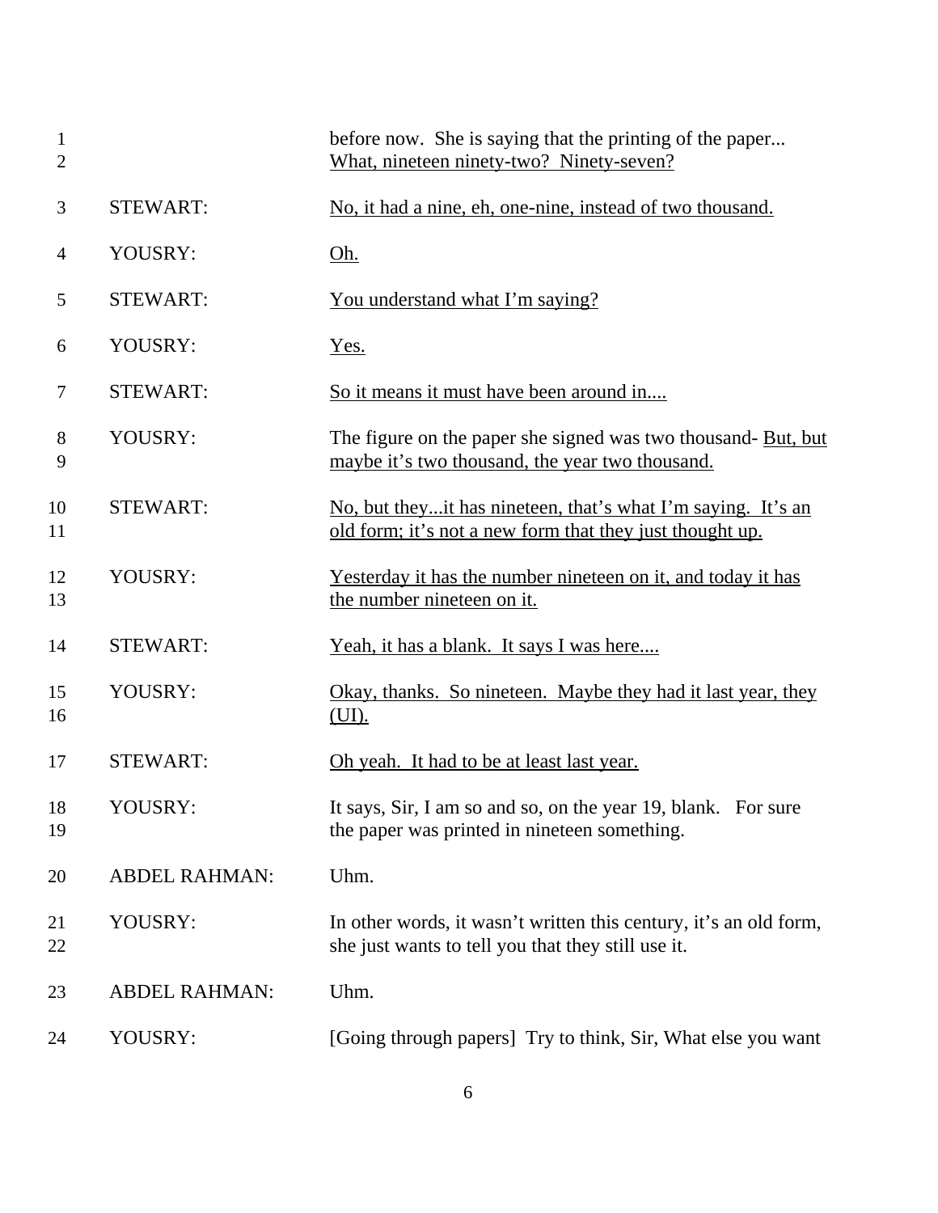1 before now. She is saying that the printing of the paper...
2 What, nineteen ninety-two? Ninety-seven?

3 STEWART: No, it had a nine, eh, one-nine, instead of two thousand.

4 YOUSRY: Oh.

5 STEWART: You understand what I'm saying?

6 YOUSRY: Yes.

7 STEWART: So it means it must have been around in....

8 YOUSRY: The figure on the paper she signed was two thousand- But, but
9 maybe it's two thousand, the year two thousand.

10 STEWART: No, but they...it has nineteen, that's what I'm saying. It's an
11 old form; it's not a new form that they just thought up.

12 YOUSRY: Yesterday it has the number nineteen on it, and today it has
13 the number nineteen on it.

14 STEWART: Yeah, it has a blank. It says I was here....

15 YOUSRY: Okay, thanks. So nineteen. Maybe they had it last year, they
16 (UI).

17 STEWART: Oh yeah. It had to be at least last year.

18 YOUSRY: It says, Sir, I am so and so, on the year 19, blank. For sure
19 the paper was printed in nineteen something.

20 ABDEL RAHMAN: Uhm.

21 YOUSRY: In other words, it wasn't written this century, it's an old form,
22 she just wants to tell you that they still use it.

23 ABDEL RAHMAN: Uhm.

24 YOUSRY: [Going through papers] Try to think, Sir, What else you want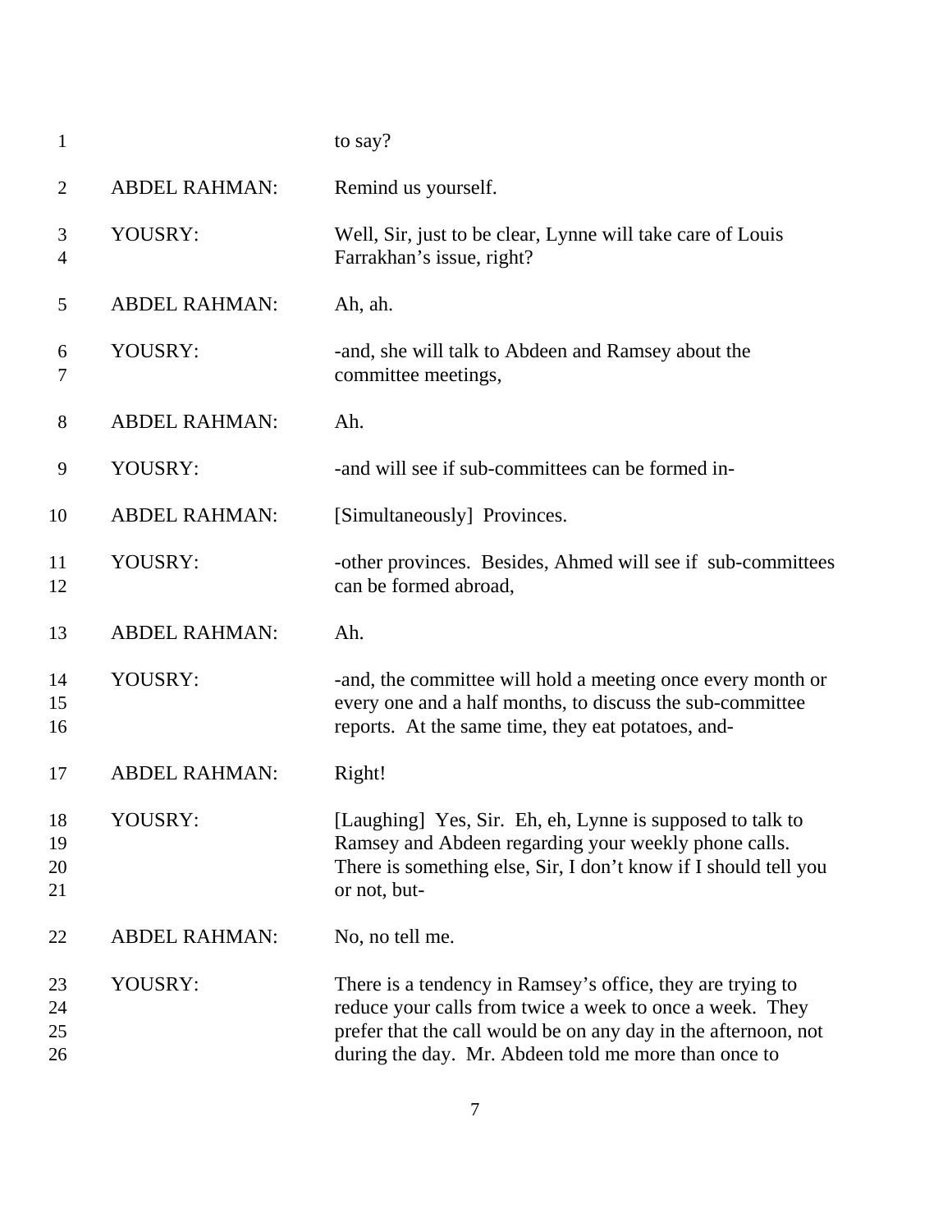| | |
|---|---|
| | to say? |
| ABDEL RAHMAN: | Remind us yourself. |
| YOUSRY: | Well, Sir, just to be clear, Lynne will take care of Louis Farrakhan's issue, right? |
| ABDEL RAHMAN: | Ah, ah. |
| YOUSRY: | -and, she will talk to Abdeen and Ramsey about the committee meetings, |
| ABDEL RAHMAN: | Ah. |
| YOUSRY: | -and will see if sub-committees can be formed in- |
| ABDEL RAHMAN: | [Simultaneously] Provinces. |
| YOUSRY: | -other provinces. Besides, Ahmed will see if sub-committees can be formed abroad, |
| ABDEL RAHMAN: | Ah. |
| YOUSRY: | -and, the committee will hold a meeting once every month or every one and a half months, to discuss the sub-committee reports. At the same time, they eat potatoes, and- |
| ABDEL RAHMAN: | Right! |
| YOUSRY: | [Laughing] Yes, Sir. Eh, eh, Lynne is supposed to talk to Ramsey and Abdeen regarding your weekly phone calls. There is something else, Sir, I don't know if I should tell you or not, but- |
| ABDEL RAHMAN: | No, no tell me. |
| YOUSRY: | There is a tendency in Ramsey's office, they are trying to reduce your calls from twice a week to once a week. They prefer that the call would be on any day in the afternoon, not during the day. Mr. Abdeen told me more than once to |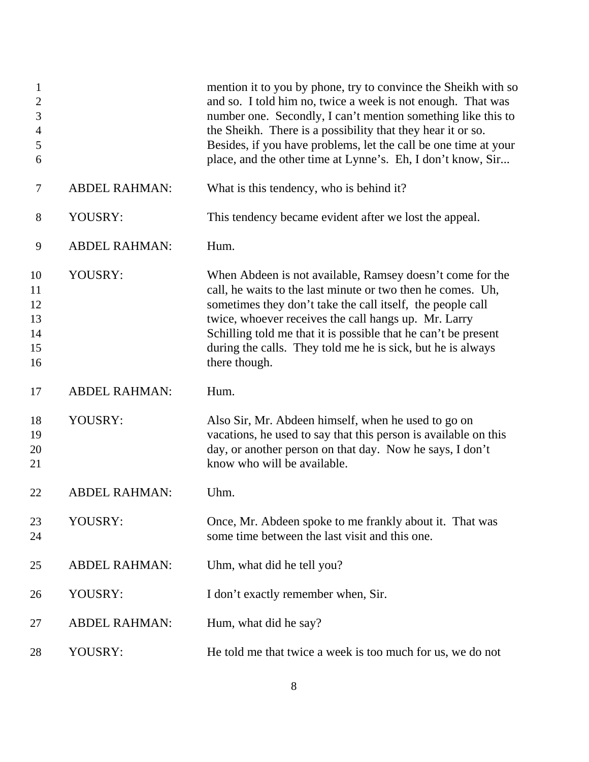mention it to you by phone, try to convince the Sheikh with so and so. I told him no, twice a week is not enough. That was number one. Secondly, I can't mention something like this to the Sheikh. There is a possibility that they hear it or so. Besides, if you have problems, let the call be one time at your place, and the other time at Lynne's. Eh, I don't know, Sir...

ABDEL RAHMAN: What is this tendency, who is behind it?

YOUSRY: This tendency became evident after we lost the appeal.

ABDEL RAHMAN: Hum.

YOUSRY: When Abdeen is not available, Ramsey doesn't come for the call, he waits to the last minute or two then he comes. Uh, sometimes they don't take the call itself, the people call twice, whoever receives the call hangs up. Mr. Larry Schilling told me that it is possible that he can't be present during the calls. They told me he is sick, but he is always there though.

ABDEL RAHMAN: Hum.

YOUSRY: Also Sir, Mr. Abdeen himself, when he used to go on vacations, he used to say that this person is available on this day, or another person on that day. Now he says, I don't know who will be available.

ABDEL RAHMAN: Uhm.

YOUSRY: Once, Mr. Abdeen spoke to me frankly about it. That was some time between the last visit and this one.

ABDEL RAHMAN: Uhm, what did he tell you?

YOUSRY: I don't exactly remember when, Sir.

ABDEL RAHMAN: Hum, what did he say?

YOUSRY: He told me that twice a week is too much for us, we do not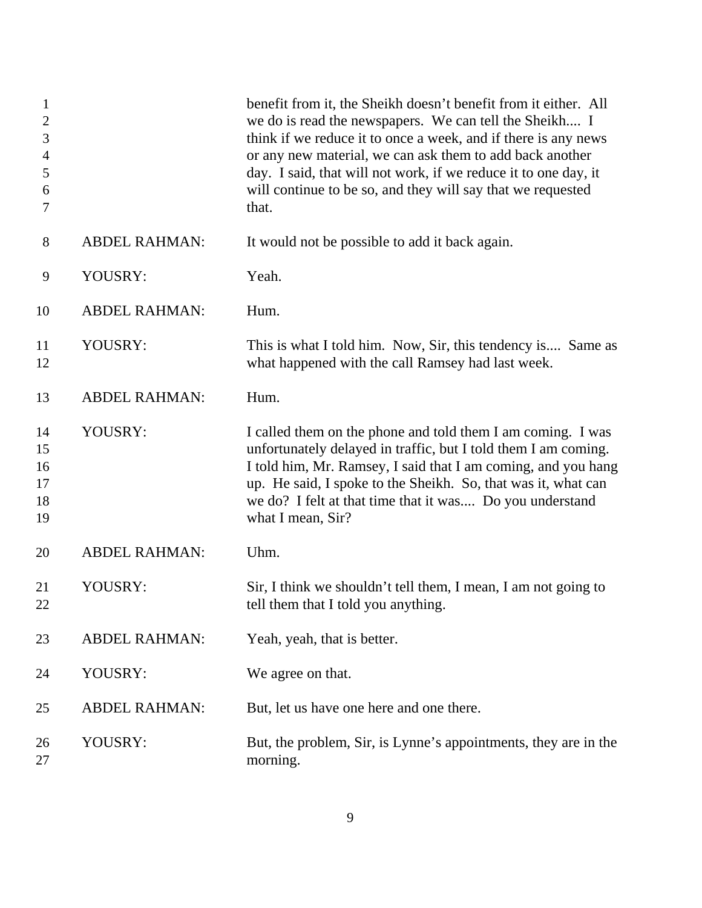benefit from it, the Sheikh doesn't benefit from it either. All we do is read the newspapers. We can tell the Sheikh.... I think if we reduce it to once a week, and if there is any news or any new material, we can ask them to add back another day. I said, that will not work, if we reduce it to one day, it will continue to be so, and they will say that we requested that.

ABDEL RAHMAN: It would not be possible to add it back again.

YOUSRY: Yeah.

ABDEL RAHMAN: Hum.

YOUSRY: This is what I told him. Now, Sir, this tendency is.... Same as what happened with the call Ramsey had last week.

ABDEL RAHMAN: Hum.

YOUSRY: I called them on the phone and told them I am coming. I was unfortunately delayed in traffic, but I told them I am coming. I told him, Mr. Ramsey, I said that I am coming, and you hang up. He said, I spoke to the Sheikh. So, that was it, what can we do? I felt at that time that it was.... Do you understand what I mean, Sir?

ABDEL RAHMAN: Uhm.

YOUSRY: Sir, I think we shouldn't tell them, I mean, I am not going to tell them that I told you anything.

ABDEL RAHMAN: Yeah, yeah, that is better.

YOUSRY: We agree on that.

ABDEL RAHMAN: But, let us have one here and one there.

YOUSRY: But, the problem, Sir, is Lynne's appointments, they are in the morning.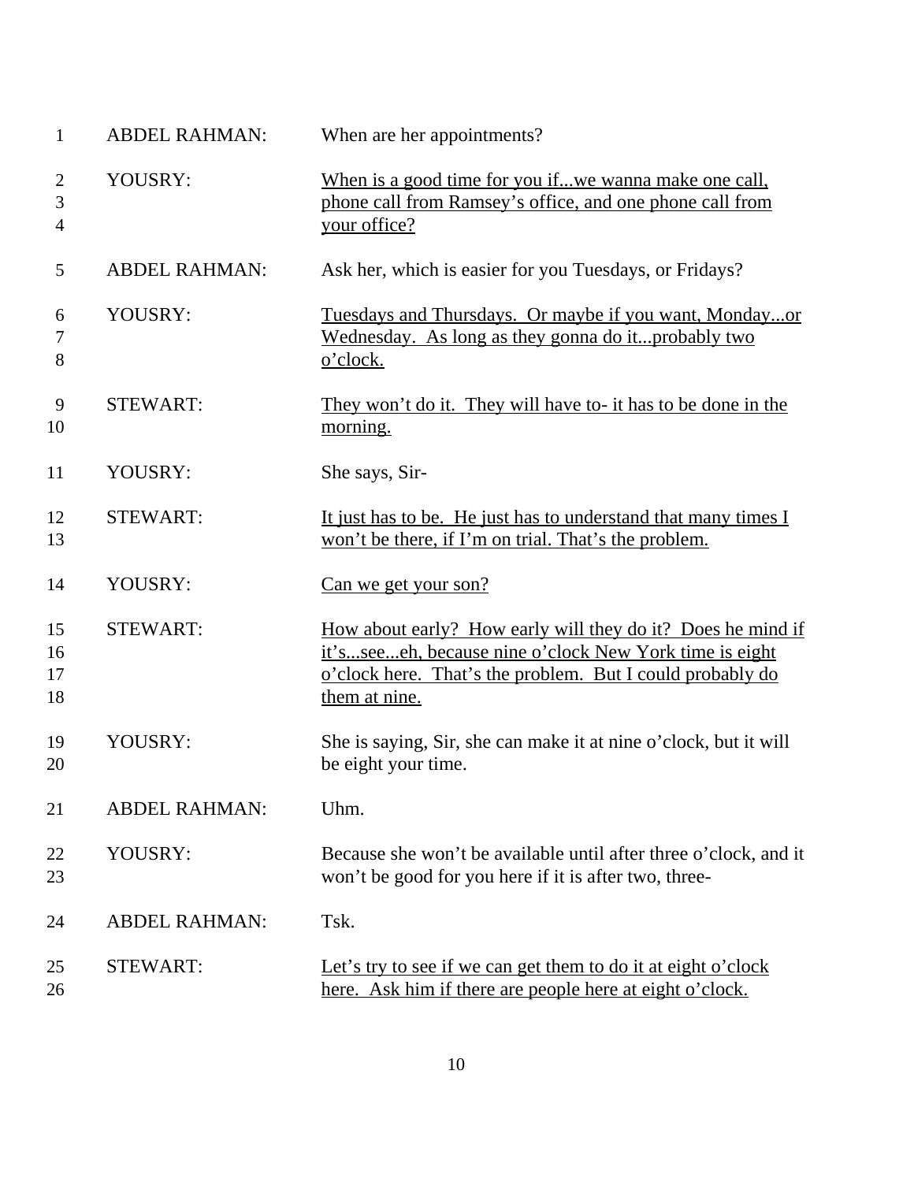| | | |
|---|---|---|
| 1 | ABDEL RAHMAN: | When are her appointments? |
| 2<br>3<br>4 | YOUSRY: | <u>When is a good time for you if...we wanna make one call, phone call from Ramsey's office, and one phone call from your office?</u> |
| 5 | ABDEL RAHMAN: | Ask her, which is easier for you Tuesdays, or Fridays? |
| 6<br>7<br>8 | YOUSRY: | <u>Tuesdays and Thursdays. Or maybe if you want, Monday...or Wednesday. As long as they gonna do it...probably two o'clock.</u> |
| 9<br>10 | STEWART: | <u>They won't do it. They will have to- it has to be done in the morning.</u> |
| 11 | YOUSRY: | She says, Sir- |
| 12<br>13 | STEWART: | <u>It just has to be. He just has to understand that many times I won't be there, if I'm on trial. That's the problem.</u> |
| 14 | YOUSRY: | <u>Can we get your son?</u> |
| 15<br>16<br>17<br>18 | STEWART: | <u>How about early? How early will they do it? Does he mind if it's...see...eh, because nine o'clock New York time is eight o'clock here. That's the problem. But I could probably do them at nine.</u> |
| 19<br>20 | YOUSRY: | She is saying, Sir, she can make it at nine o'clock, but it will be eight your time. |
| 21 | ABDEL RAHMAN: | Uhm. |
| 22<br>23 | YOUSRY: | Because she won't be available until after three o'clock, and it won't be good for you here if it is after two, three- |
| 24 | ABDEL RAHMAN: | Tsk. |
| 25<br>26 | STEWART: | <u>Let's try to see if we can get them to do it at eight o'clock here. Ask him if there are people here at eight o'clock.</u> |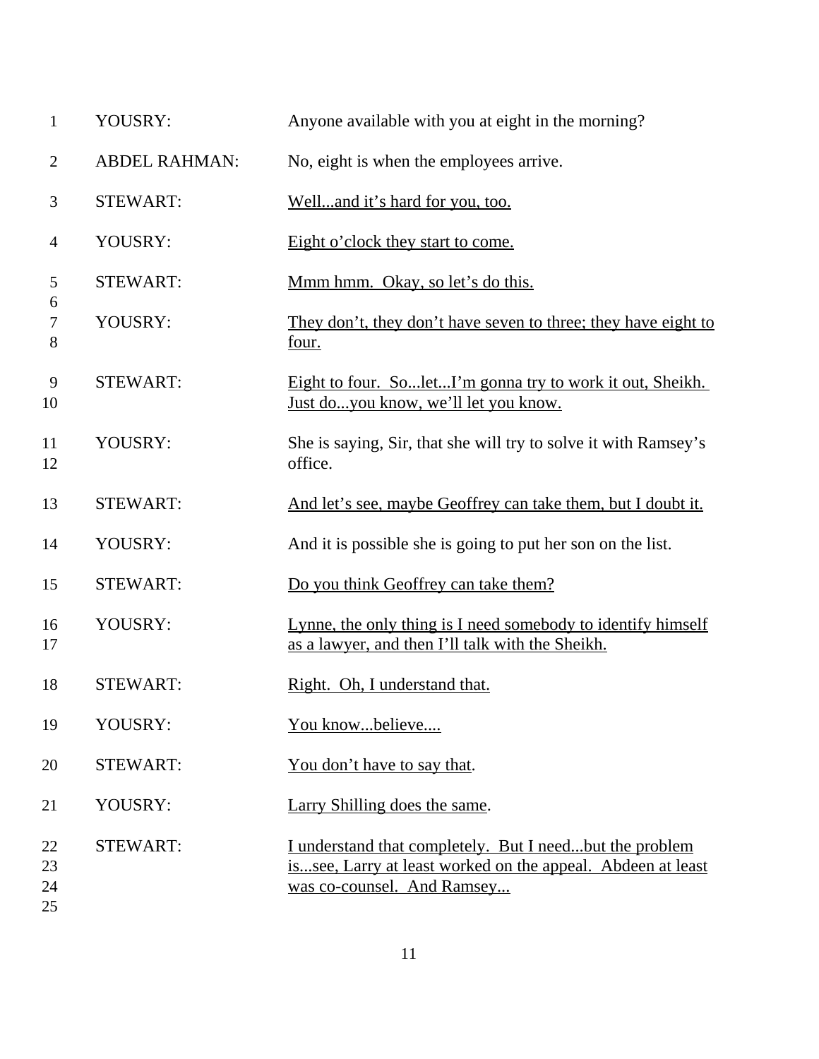| | | |
|---|---|---|
| 1 | YOUSRY: | Anyone available with you at eight in the morning? |
| 2 | ABDEL RAHMAN: | No, eight is when the employees arrive. |
| 3 | STEWART: | <u>Well...and it's hard for you, too.</u> |
| 4 | YOUSRY: | <u>Eight o'clock they start to come.</u> |
| 5<br>6 | STEWART: | <u>Mmm hmm. Okay, so let's do this.</u> |
| 7<br>8 | YOUSRY: | <u>They don't, they don't have seven to three; they have eight to four.</u> |
| 9<br>10 | STEWART: | <u>Eight to four. So...let...I'm gonna try to work it out, Sheikh. Just do...you know, we'll let you know.</u> |
| 11<br>12 | YOUSRY: | She is saying, Sir, that she will try to solve it with Ramsey's office. |
| 13 | STEWART: | <u>And let's see, maybe Geoffrey can take them, but I doubt it.</u> |
| 14 | YOUSRY: | And it is possible she is going to put her son on the list. |
| 15 | STEWART: | <u>Do you think Geoffrey can take them?</u> |
| 16<br>17 | YOUSRY: | <u>Lynne, the only thing is I need somebody to identify himself as a lawyer, and then I'll talk with the Sheikh.</u> |
| 18 | STEWART: | <u>Right. Oh, I understand that.</u> |
| 19 | YOUSRY: | <u>You know...believe....</u> |
| 20 | STEWART: | <u>You don't have to say that</u>. |
| 21 | YOUSRY: | <u>Larry Shilling does the same</u>. |
| 22<br>23<br>24<br>25 | STEWART: | <u>I understand that completely. But I need...but the problem is...see, Larry at least worked on the appeal. Abdeen at least was co-counsel. And Ramsey...</u> |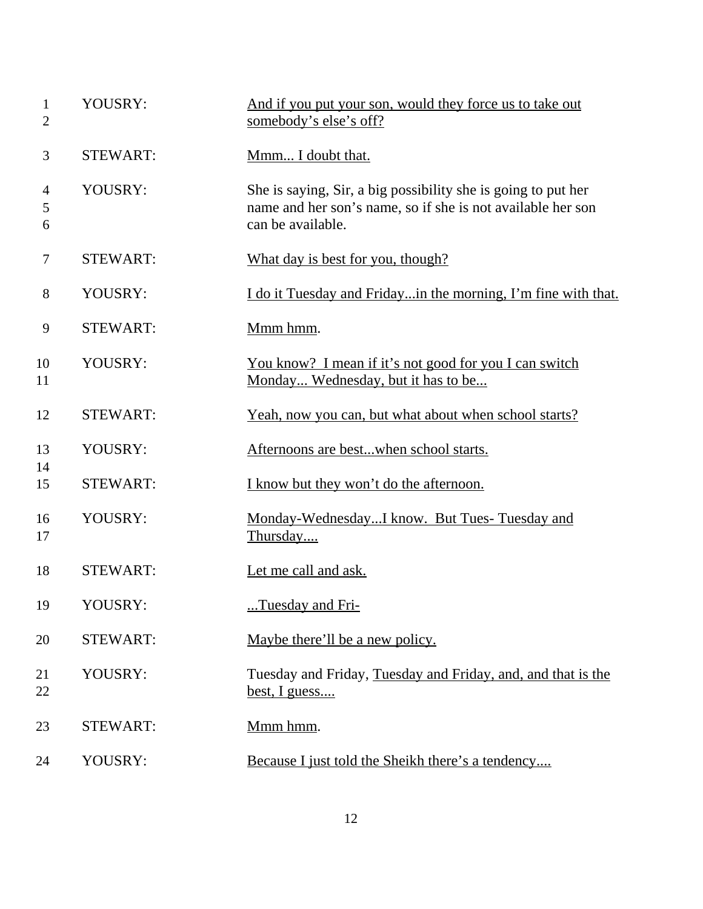| | | |
|---|---|---|
| 1<br>2 | YOUSRY: | <u>And if you put your son, would they force us to take out somebody's else's off?</u> |
| 3 | STEWART: | <u>Mmm... I doubt that.</u> |
| 4<br>5<br>6 | YOUSRY: | She is saying, Sir, a big possibility she is going to put her name and her son's name, so if she is not available her son can be available. |
| 7 | STEWART: | <u>What day is best for you, though?</u> |
| 8 | YOUSRY: | <u>I do it Tuesday and Friday...in the morning, I'm fine with that.</u> |
| 9 | STEWART: | <u>Mmm hmm</u>. |
| 10<br>11 | YOUSRY: | <u>You know? I mean if it's not good for you I can switch Monday... Wednesday, but it has to be...</u> |
| 12 | STEWART: | <u>Yeah, now you can, but what about when school starts?</u> |
| 13<br>14 | YOUSRY: | <u>Afternoons are best...when school starts.</u> |
| 15 | STEWART: | <u>I know but they won't do the afternoon.</u> |
| 16<br>17 | YOUSRY: | <u>Monday-Wednesday...I know. But Tues- Tuesday and Thursday....</u> |
| 18 | STEWART: | <u>Let me call and ask.</u> |
| 19 | YOUSRY: | <u>...Tuesday and Fri-</u> |
| 20 | STEWART: | <u>Maybe there'll be a new policy.</u> |
| 21<br>22 | YOUSRY: | Tuesday and Friday, <u>Tuesday and Friday, and, and that is the best, I guess....</u> |
| 23 | STEWART: | <u>Mmm hmm</u>. |
| 24 | YOUSRY: | <u>Because I just told the Sheikh there's a tendency....</u> |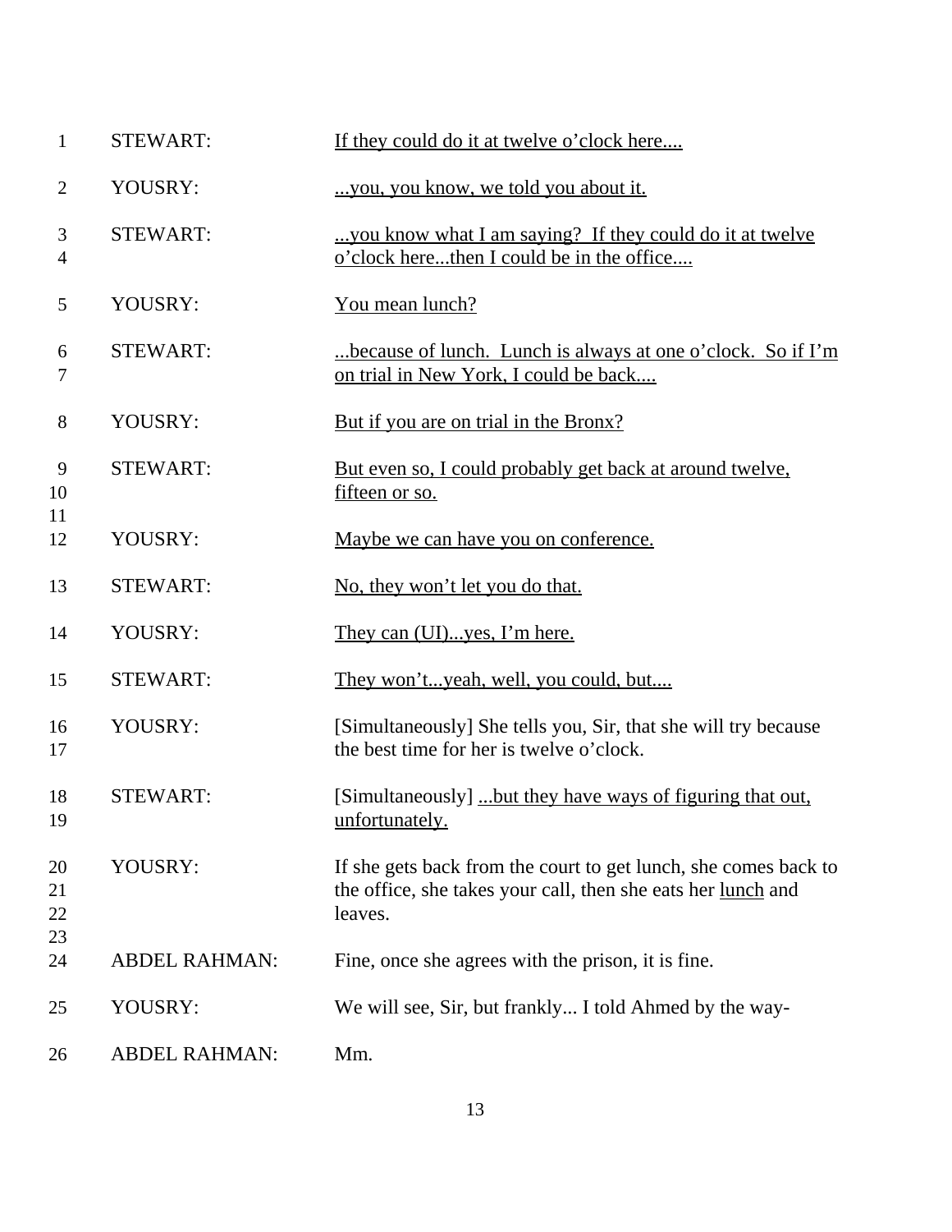| | | |
|---|---|---|
| 1 | STEWART: | <u>If they could do it at twelve o'clock here....</u> |
| 2 | YOUSRY: | <u>...you, you know, we told you about it.</u> |
| 3<br>4 | STEWART: | <u>...you know what I am saying? If they could do it at twelve o'clock here...then I could be in the office....</u> |
| 5 | YOUSRY: | <u>You mean lunch?</u> |
| 6<br>7 | STEWART: | <u>...because of lunch. Lunch is always at one o'clock. So if I'm on trial in New York, I could be back....</u> |
| 8 | YOUSRY: | <u>But if you are on trial in the Bronx?</u> |
| 9<br>10<br>11 | STEWART: | <u>But even so, I could probably get back at around twelve, fifteen or so.</u> |
| 12 | YOUSRY: | <u>Maybe we can have you on conference.</u> |
| 13 | STEWART: | <u>No, they won't let you do that.</u> |
| 14 | YOUSRY: | <u>They can (UI)...yes, I'm here.</u> |
| 15 | STEWART: | <u>They won't...yeah, well, you could, but....</u> |
| 16<br>17 | YOUSRY: | [Simultaneously] She tells you, Sir, that she will try because the best time for her is twelve o'clock. |
| 18<br>19 | STEWART: | [Simultaneously] <u>...but they have ways of figuring that out, unfortunately.</u> |
| 20<br>21<br>22<br>23 | YOUSRY: | If she gets back from the court to get lunch, she comes back to the office, she takes your call, then she eats her <u>lunch</u> and leaves. |
| 24 | ABDEL RAHMAN: | Fine, once she agrees with the prison, it is fine. |
| 25 | YOUSRY: | We will see, Sir, but frankly... I told Ahmed by the way- |
| 26 | ABDEL RAHMAN: | Mm. |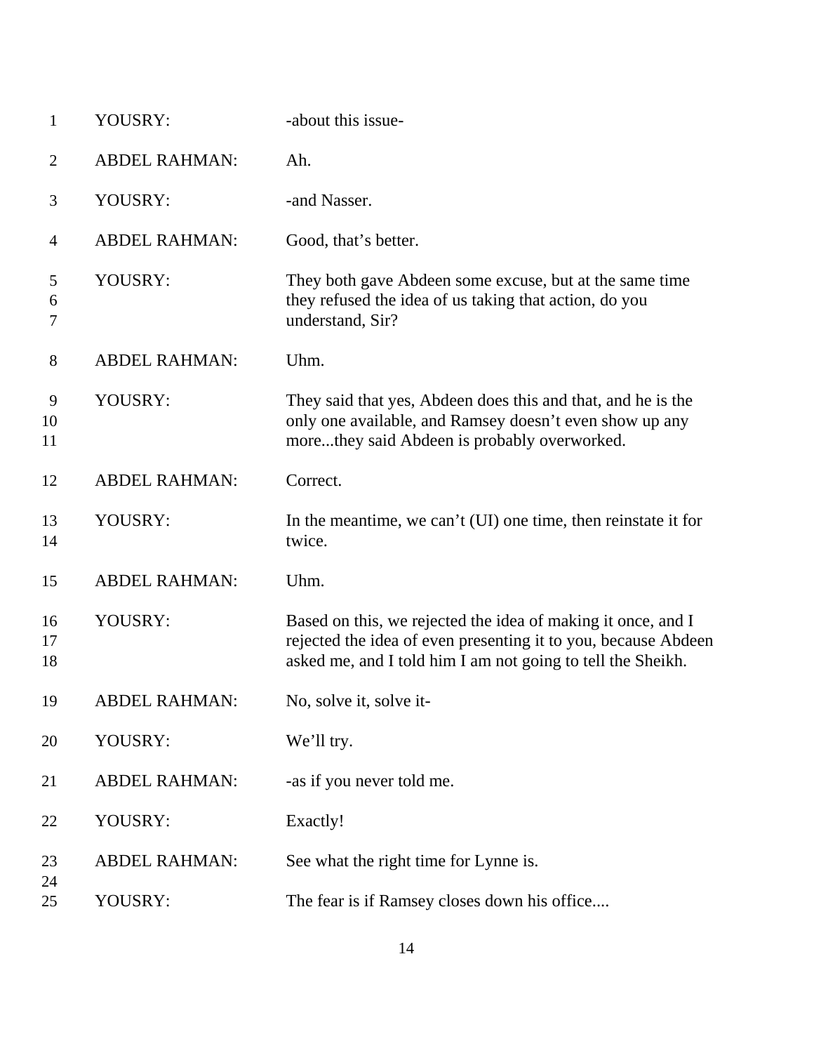| | | |
|---|---|---|
| 1 | YOUSRY: | -about this issue- |
| 2 | ABDEL RAHMAN: | Ah. |
| 3 | YOUSRY: | -and Nasser. |
| 4 | ABDEL RAHMAN: | Good, that's better. |
| 5<br>6<br>7 | YOUSRY: | They both gave Abdeen some excuse, but at the same time they refused the idea of us taking that action, do you understand, Sir? |
| 8 | ABDEL RAHMAN: | Uhm. |
| 9<br>10<br>11 | YOUSRY: | They said that yes, Abdeen does this and that, and he is the only one available, and Ramsey doesn't even show up any more...they said Abdeen is probably overworked. |
| 12 | ABDEL RAHMAN: | Correct. |
| 13<br>14 | YOUSRY: | In the meantime, we can't (UI) one time, then reinstate it for twice. |
| 15 | ABDEL RAHMAN: | Uhm. |
| 16<br>17<br>18 | YOUSRY: | Based on this, we rejected the idea of making it once, and I rejected the idea of even presenting it to you, because Abdeen asked me, and I told him I am not going to tell the Sheikh. |
| 19 | ABDEL RAHMAN: | No, solve it, solve it- |
| 20 | YOUSRY: | We'll try. |
| 21 | ABDEL RAHMAN: | -as if you never told me. |
| 22 | YOUSRY: | Exactly! |
| 23<br>24 | ABDEL RAHMAN: | See what the right time for Lynne is. |
| 25 | YOUSRY: | The fear is if Ramsey closes down his office.... |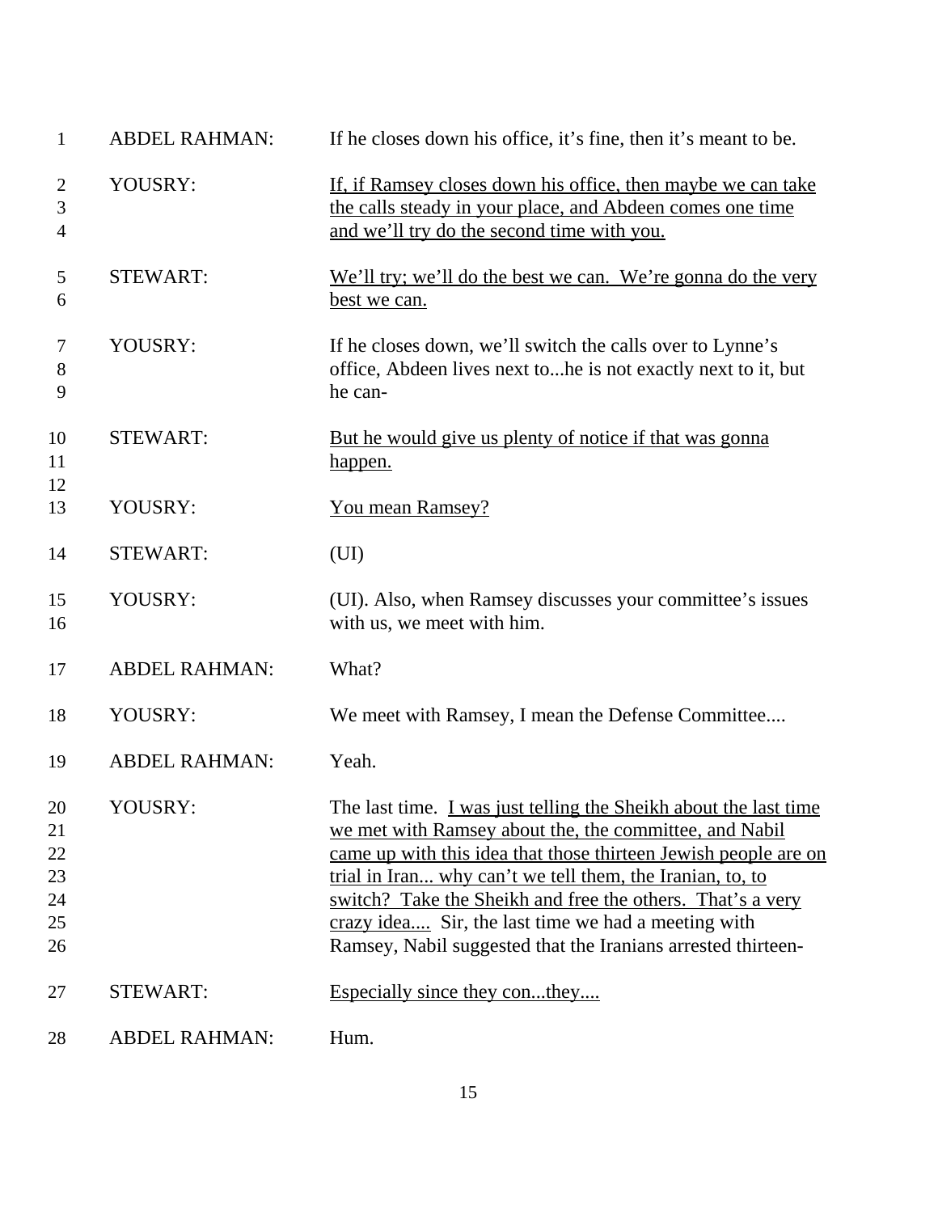| | | |
|---|---|---|
| 1 | ABDEL RAHMAN: | If he closes down his office, it's fine, then it's meant to be. |
| 2<br>3<br>4 | YOUSRY: | <u>If, if Ramsey closes down his office, then maybe we can take the calls steady in your place, and Abdeen comes one time and we'll try do the second time with you.</u> |
| 5<br>6 | STEWART: | <u>We'll try; we'll do the best we can. We're gonna do the very best we can.</u> |
| 7<br>8<br>9 | YOUSRY: | If he closes down, we'll switch the calls over to Lynne's office, Abdeen lives next to...he is not exactly next to it, but he can- |
| 10<br>11<br>12 | STEWART: | <u>But he would give us plenty of notice if that was gonna happen.</u> |
| 13 | YOUSRY: | <u>You mean Ramsey?</u> |
| 14 | STEWART: | (UI) |
| 15<br>16 | YOUSRY: | (UI). Also, when Ramsey discusses your committee's issues with us, we meet with him. |
| 17 | ABDEL RAHMAN: | What? |
| 18 | YOUSRY: | We meet with Ramsey, I mean the Defense Committee.... |
| 19 | ABDEL RAHMAN: | Yeah. |
| 20<br>21<br>22<br>23<br>24<br>25<br>26 | YOUSRY: | The last time. <u>I was just telling the Sheikh about the last time we met with Ramsey about the, the committee, and Nabil came up with this idea that those thirteen Jewish people are on trial in Iran... why can't we tell them, the Iranian, to, to switch? Take the Sheikh and free the others. That's a very crazy idea....</u> Sir, the last time we had a meeting with Ramsey, Nabil suggested that the Iranians arrested thirteen- |
| 27 | STEWART: | <u>Especially since they con...they....</u> |
| 28 | ABDEL RAHMAN: | Hum. |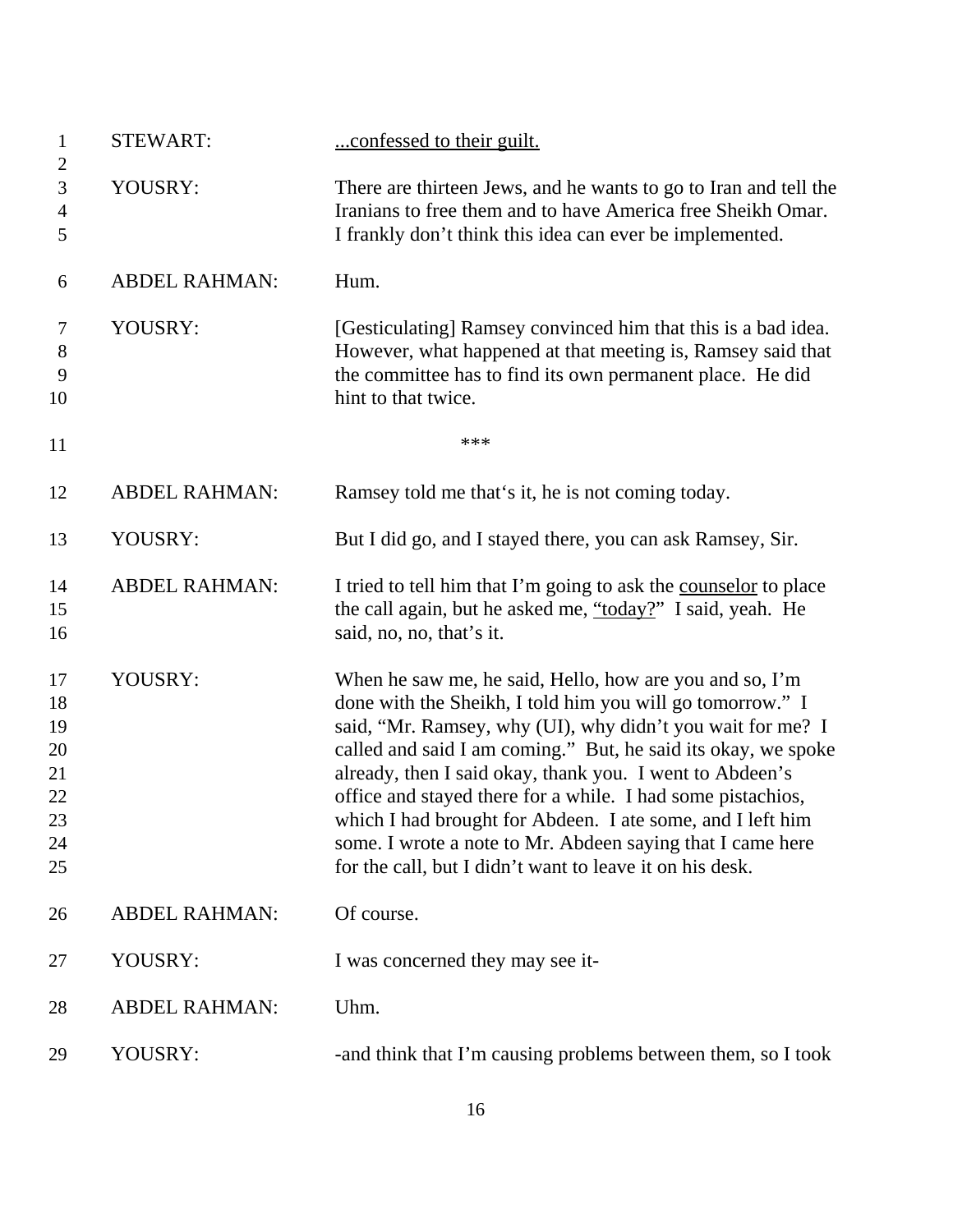STEWART: <u>...confessed to their guilt.</u>

YOUSRY: There are thirteen Jews, and he wants to go to Iran and tell the Iranians to free them and to have America free Sheikh Omar. I frankly don't think this idea can ever be implemented.

ABDEL RAHMAN: Hum.

YOUSRY: [Gesticulating] Ramsey convinced him that this is a bad idea. However, what happened at that meeting is, Ramsey said that the committee has to find its own permanent place. He did hint to that twice.

***

ABDEL RAHMAN: Ramsey told me that's it, he is not coming today.

YOUSRY: But I did go, and I stayed there, you can ask Ramsey, Sir.

ABDEL RAHMAN: I tried to tell him that I'm going to ask the <u>counselor</u> to place the call again, but he asked me, <u>"today?"</u> I said, yeah. He said, no, no, that's it.

YOUSRY: When he saw me, he said, Hello, how are you and so, I'm done with the Sheikh, I told him you will go tomorrow." I said, "Mr. Ramsey, why (UI), why didn't you wait for me? I called and said I am coming." But, he said its okay, we spoke already, then I said okay, thank you. I went to Abdeen's office and stayed there for a while. I had some pistachios, which I had brought for Abdeen. I ate some, and I left him some. I wrote a note to Mr. Abdeen saying that I came here for the call, but I didn't want to leave it on his desk.

ABDEL RAHMAN: Of course.

YOUSRY: I was concerned they may see it-

ABDEL RAHMAN: Uhm.

YOUSRY: -and think that I'm causing problems between them, so I took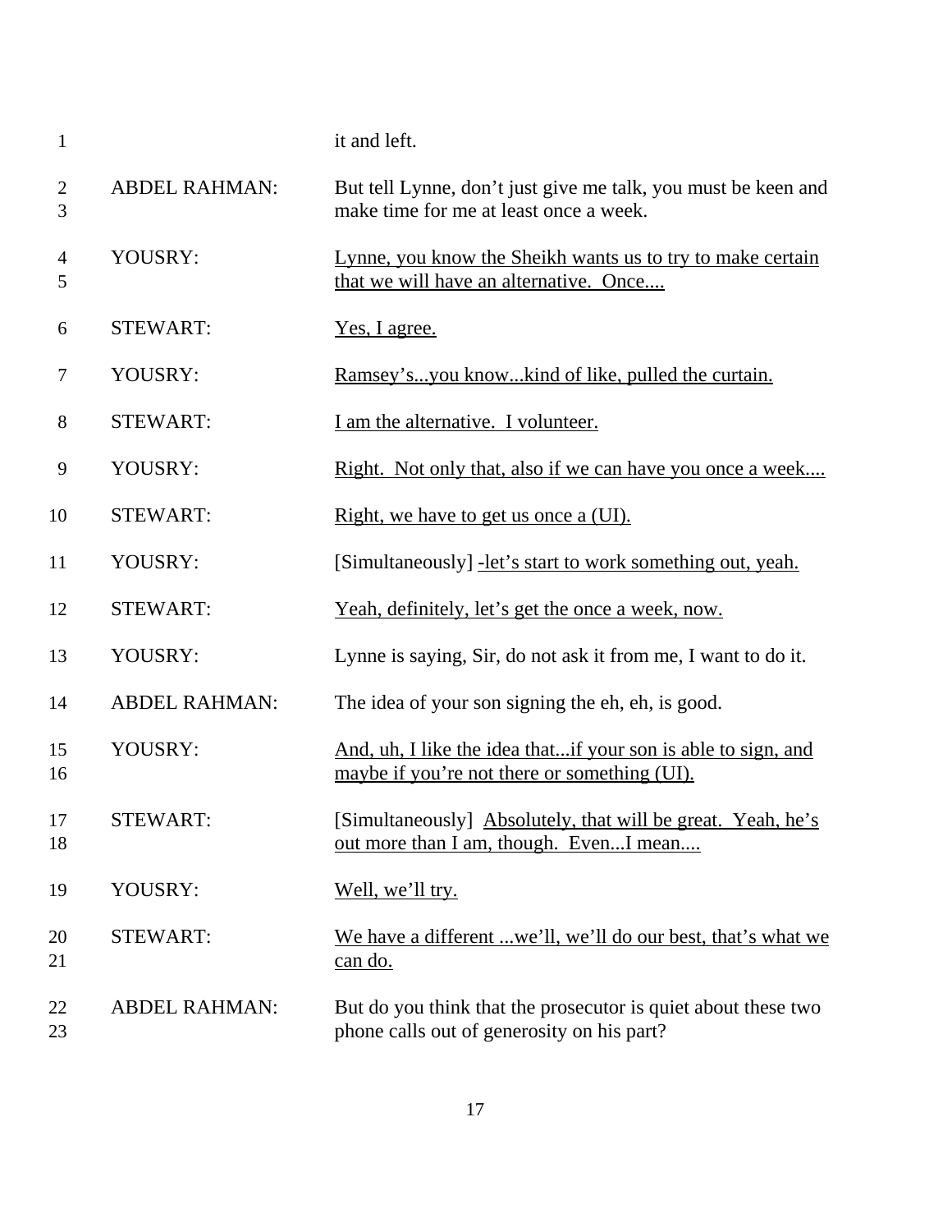1 it and left.

2 ABDEL RAHMAN: But tell Lynne, don't just give me talk, you must be keen and
3 make time for me at least once a week.

4 YOUSRY: Lynne, you know the Sheikh wants us to try to make certain
5 that we will have an alternative. Once....

6 STEWART: Yes, I agree.

7 YOUSRY: Ramsey's...you know...kind of like, pulled the curtain.

8 STEWART: I am the alternative. I volunteer.

9 YOUSRY: Right. Not only that, also if we can have you once a week....

10 STEWART: Right, we have to get us once a (UI).

11 YOUSRY: [Simultaneously] -let's start to work something out, yeah.

12 STEWART: Yeah, definitely, let's get the once a week, now.

13 YOUSRY: Lynne is saying, Sir, do not ask it from me, I want to do it.

14 ABDEL RAHMAN: The idea of your son signing the eh, eh, is good.

15 YOUSRY: And, uh, I like the idea that...if your son is able to sign, and
16 maybe if you're not there or something (UI).

17 STEWART: [Simultaneously] Absolutely, that will be great. Yeah, he's
18 out more than I am, though. Even...I mean....

19 YOUSRY: Well, we'll try.

20 STEWART: We have a different ...we'll, we'll do our best, that's what we
21 can do.

22 ABDEL RAHMAN: But do you think that the prosecutor is quiet about these two
23 phone calls out of generosity on his part?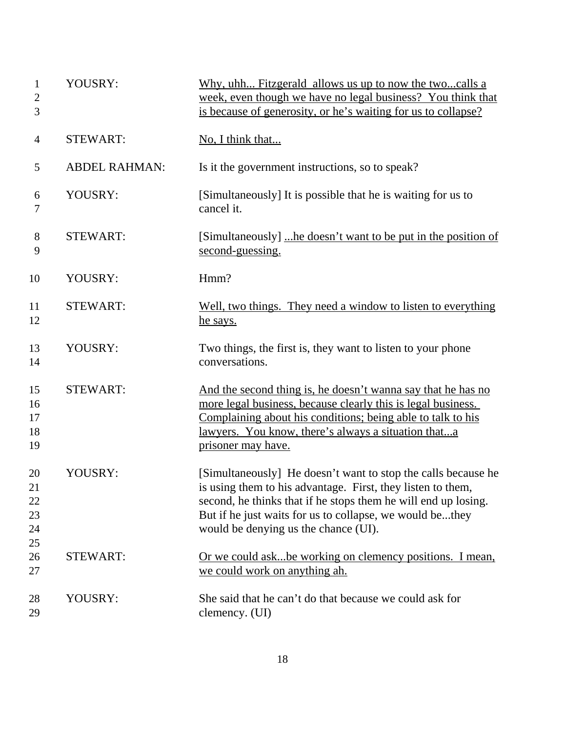| | | |
|---|---|---|
| 1<br>2<br>3 | YOUSRY: | <u>Why, uhh... Fitzgerald allows us up to now the two...calls a week, even though we have no legal business? You think that is because of generosity, or he's waiting for us to collapse?</u> |
| 4 | STEWART: | <u>No, I think that...</u> |
| 5 | ABDEL RAHMAN: | Is it the government instructions, so to speak? |
| 6<br>7 | YOUSRY: | [Simultaneously] It is possible that he is waiting for us to cancel it. |
| 8<br>9 | STEWART: | [Simultaneously] <u>...he doesn't want to be put in the position of second-guessing.</u> |
| 10 | YOUSRY: | Hmm? |
| 11<br>12 | STEWART: | <u>Well, two things. They need a window to listen to everything he says.</u> |
| 13<br>14 | YOUSRY: | Two things, the first is, they want to listen to your phone conversations. |
| 15<br>16<br>17<br>18<br>19 | STEWART: | <u>And the second thing is, he doesn't wanna say that he has no more legal business, because clearly this is legal business. Complaining about his conditions; being able to talk to his lawyers. You know, there's always a situation that...a prisoner may have.</u> |
| 20<br>21<br>22<br>23<br>24<br>25 | YOUSRY: | [Simultaneously] He doesn't want to stop the calls because he is using them to his advantage. First, they listen to them, second, he thinks that if he stops them he will end up losing. But if he just waits for us to collapse, we would be...they would be denying us the chance (UI). |
| 26<br>27 | STEWART: | <u>Or we could ask...be working on clemency positions. I mean, we could work on anything ah.</u> |
| 28<br>29 | YOUSRY: | She said that he can't do that because we could ask for clemency. (UI) |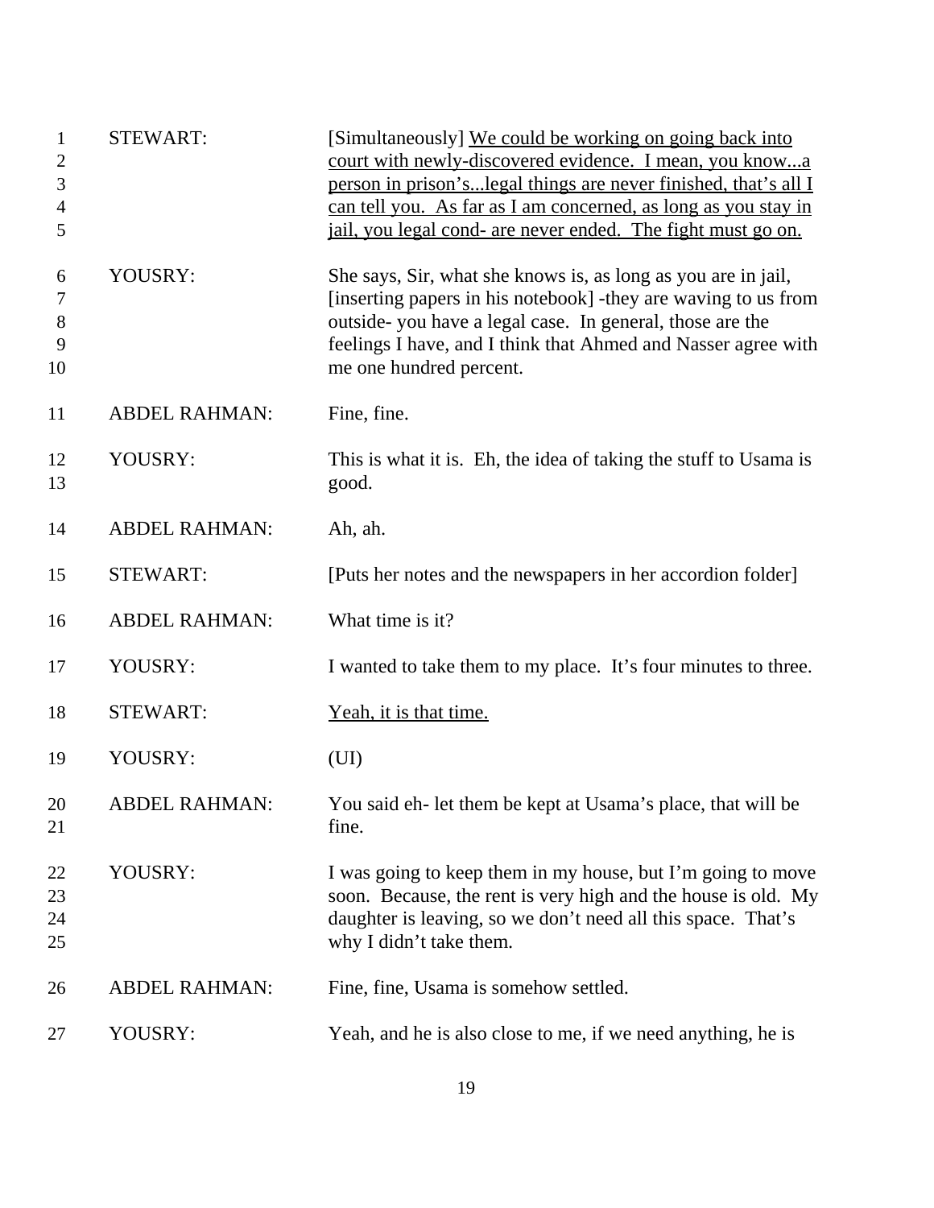| | | | |
|---|---|---|---|
| 1-5 | STEWART: | [Simultaneously] <u>We could be working on going back into court with newly-discovered evidence. I mean, you know...a person in prison's...legal things are never finished, that's all I can tell you. As far as I am concerned, as long as you stay in jail, you legal cond- are never ended. The fight must go on.</u> |
| 6-10 | YOUSRY: | She says, Sir, what she knows is, as long as you are in jail, [inserting papers in his notebook] -they are waving to us from outside- you have a legal case. In general, those are the feelings I have, and I think that Ahmed and Nasser agree with me one hundred percent. |
| 11 | ABDEL RAHMAN: | Fine, fine. |
| 12-13 | YOUSRY: | This is what it is. Eh, the idea of taking the stuff to Usama is good. |
| 14 | ABDEL RAHMAN: | Ah, ah. |
| 15 | STEWART: | [Puts her notes and the newspapers in her accordion folder] |
| 16 | ABDEL RAHMAN: | What time is it? |
| 17 | YOUSRY: | I wanted to take them to my place. It's four minutes to three. |
| 18 | STEWART: | <u>Yeah, it is that time.</u> |
| 19 | YOUSRY: | (UI) |
| 20-21 | ABDEL RAHMAN: | You said eh- let them be kept at Usama's place, that will be fine. |
| 22-25 | YOUSRY: | I was going to keep them in my house, but I'm going to move soon. Because, the rent is very high and the house is old. My daughter is leaving, so we don't need all this space. That's why I didn't take them. |
| 26 | ABDEL RAHMAN: | Fine, fine, Usama is somehow settled. |
| 27 | YOUSRY: | Yeah, and he is also close to me, if we need anything, he is |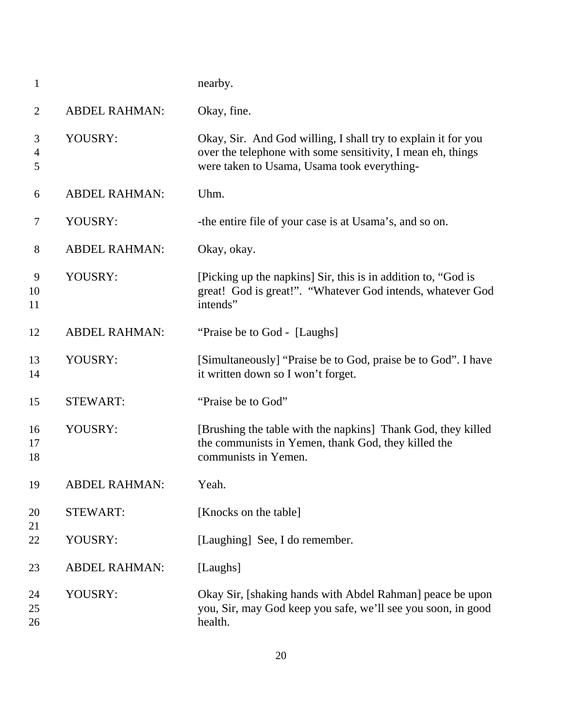| | | |
|---|---|---|
| 1 | | nearby. |
| 2 | ABDEL RAHMAN: | Okay, fine. |
| 3<br>4<br>5 | YOUSRY: | Okay, Sir. And God willing, I shall try to explain it for you over the telephone with some sensitivity, I mean eh, things were taken to Usama, Usama took everything- |
| 6 | ABDEL RAHMAN: | Uhm. |
| 7 | YOUSRY: | -the entire file of your case is at Usama's, and so on. |
| 8 | ABDEL RAHMAN: | Okay, okay. |
| 9<br>10<br>11 | YOUSRY: | [Picking up the napkins] Sir, this is in addition to, "God is great! God is great!". "Whatever God intends, whatever God intends" |
| 12 | ABDEL RAHMAN: | "Praise be to God - [Laughs] |
| 13<br>14 | YOUSRY: | [Simultaneously] "Praise be to God, praise be to God". I have it written down so I won't forget. |
| 15 | STEWART: | "Praise be to God" |
| 16<br>17<br>18 | YOUSRY: | [Brushing the table with the napkins] Thank God, they killed the communists in Yemen, thank God, they killed the communists in Yemen. |
| 19 | ABDEL RAHMAN: | Yeah. |
| 20<br>21 | STEWART: | [Knocks on the table] |
| 22 | YOUSRY: | [Laughing] See, I do remember. |
| 23 | ABDEL RAHMAN: | [Laughs] |
| 24<br>25<br>26 | YOUSRY: | Okay Sir, [shaking hands with Abdel Rahman] peace be upon you, Sir, may God keep you safe, we'll see you soon, in good health. |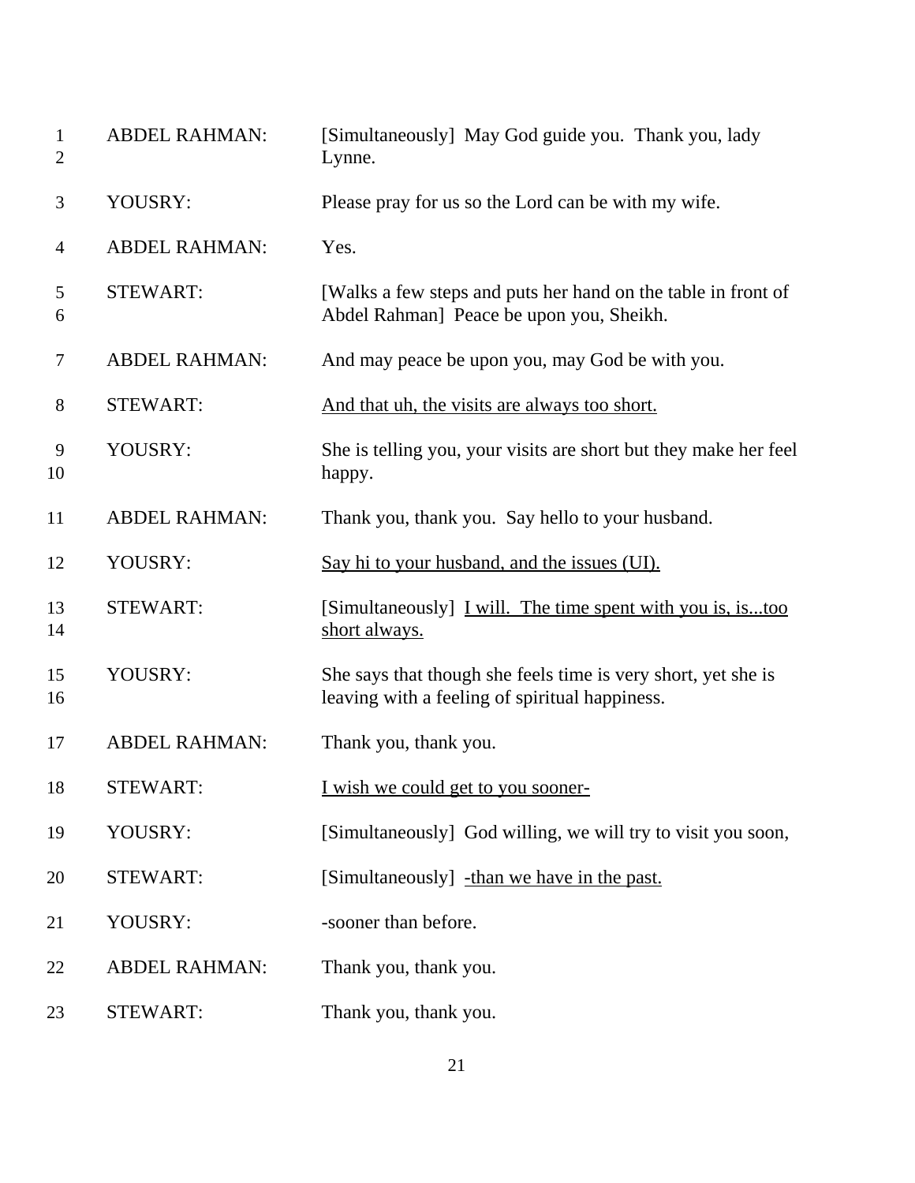1 ABDEL RAHMAN: [Simultaneously] May God guide you. Thank you, lady
2 Lynne.

3 YOUSRY: Please pray for us so the Lord can be with my wife.

4 ABDEL RAHMAN: Yes.

5 STEWART: [Walks a few steps and puts her hand on the table in front of
6 Abdel Rahman] Peace be upon you, Sheikh.

7 ABDEL RAHMAN: And may peace be upon you, may God be with you.

8 STEWART: <u>And that uh, the visits are always too short.</u>

9 YOUSRY: She is telling you, your visits are short but they make her feel
10 happy.

11 ABDEL RAHMAN: Thank you, thank you. Say hello to your husband.

12 YOUSRY: <u>Say hi to your husband, and the issues (UI).</u>

13 STEWART: [Simultaneously] <u>I will. The time spent with you is, is...too</u>
14 <u>short always.</u>

15 YOUSRY: She says that though she feels time is very short, yet she is
16 leaving with a feeling of spiritual happiness.

17 ABDEL RAHMAN: Thank you, thank you.

18 STEWART: <u>I wish we could get to you sooner-</u>

19 YOUSRY: [Simultaneously] God willing, we will try to visit you soon,

20 STEWART: [Simultaneously] <u>-than we have in the past.</u>

21 YOUSRY: -sooner than before.

22 ABDEL RAHMAN: Thank you, thank you.

23 STEWART: Thank you, thank you.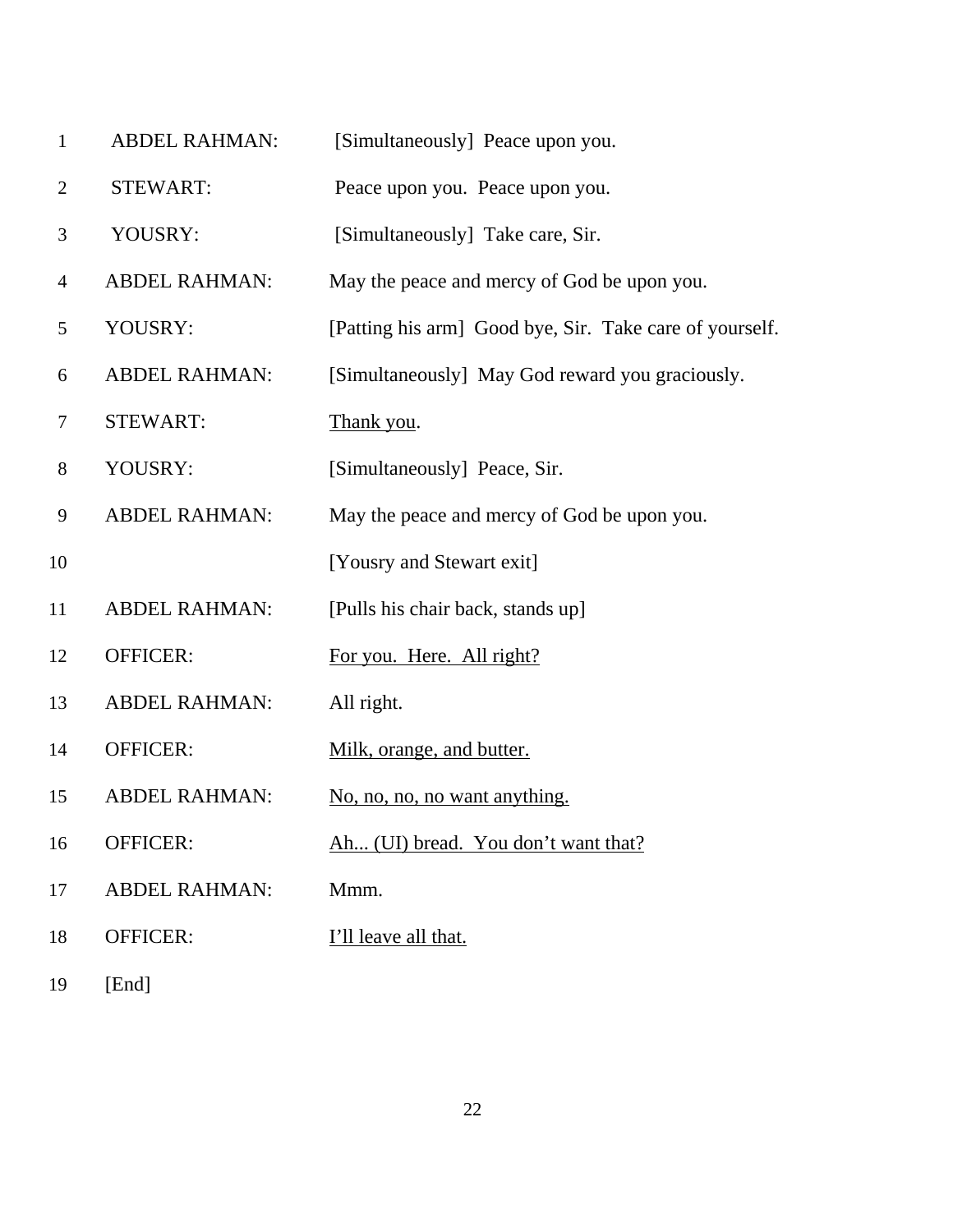| | | | 
|---|---|---|
| 1 | ABDEL RAHMAN: | [Simultaneously] Peace upon you. |
| 2 | STEWART: | Peace upon you. Peace upon you. |
| 3 | YOUSRY: | [Simultaneously] Take care, Sir. |
| 4 | ABDEL RAHMAN: | May the peace and mercy of God be upon you. |
| 5 | YOUSRY: | [Patting his arm] Good bye, Sir. Take care of yourself. |
| 6 | ABDEL RAHMAN: | [Simultaneously] May God reward you graciously. |
| 7 | STEWART: | <u>Thank you</u>. |
| 8 | YOUSRY: | [Simultaneously] Peace, Sir. |
| 9 | ABDEL RAHMAN: | May the peace and mercy of God be upon you. |
| 10 | | [Yousry and Stewart exit] |
| 11 | ABDEL RAHMAN: | [Pulls his chair back, stands up] |
| 12 | OFFICER: | <u>For you. Here. All right?</u> |
| 13 | ABDEL RAHMAN: | All right. |
| 14 | OFFICER: | <u>Milk, orange, and butter.</u> |
| 15 | ABDEL RAHMAN: | <u>No, no, no, no want anything.</u> |
| 16 | OFFICER: | <u>Ah... (UI) bread. You don't want that?</u> |
| 17 | ABDEL RAHMAN: | Mmm. |
| 18 | OFFICER: | <u>I'll leave all that.</u> |
| 19 | [End] | |